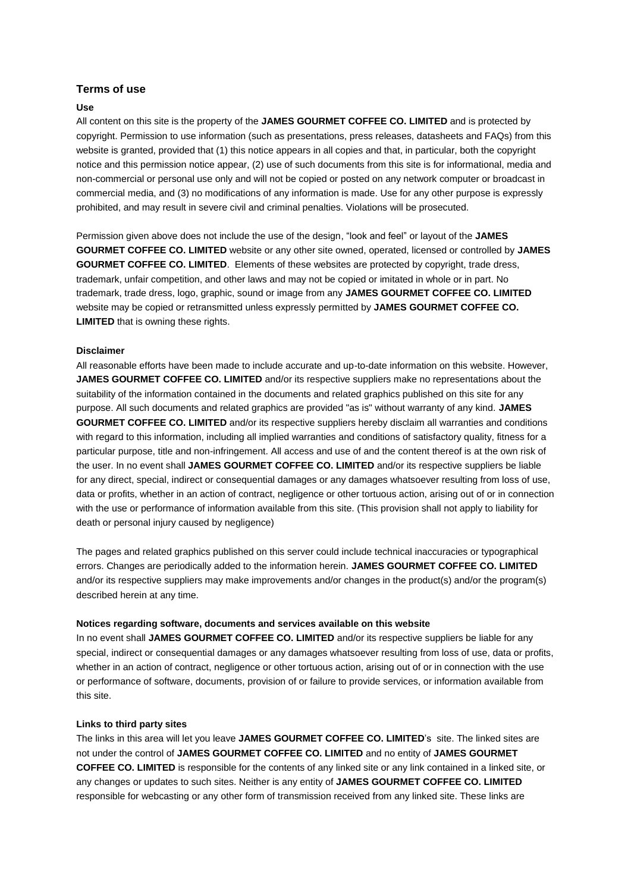## Terms of use

#### Use

All content on this site is the property of the **JAMES GOURMET COFFEE CO. LIMITED** and is protected by copyright. Permission to use information (such as presentations, press releases, datasheets and FAQs) from this website is granted, provided that (1) this notice appears in all copies and that, in particular, both the copyright notice and this permission notice appear, (2) use of such documents from this site is for informational, media and non-commercial or personal use only and will not be copied or posted on any network computer or broadcast in commercial media, and (3) no modifications of any information is made. Use for any other purpose is expressly prohibited, and may result in severe civil and criminal penalties. Violations will be prosecuted.

Permission given above does not include the use of the design, "look and feel" or layout of the **JAMES GOURMET COFFEE CO. LIMITED** website or any other site owned, operated, licensed or controlled by **JAMES GOURMET COFFEE CO. LIMITED**. Elements of these websites are protected by copyright, trade dress, trademark, unfair competition, and other laws and may not be copied or imitated in whole or in part. No trademark, trade dress, logo, graphic, sound or image from any **JAMES GOURMET COFFEE CO. LIMITED** website may be copied or retransmitted unless expressly permitted by **JAMES GOURMET COFFEE CO. LIMITED** that is owning these rights.

#### Disclaimer

All reasonable efforts have been made to include accurate and up-to-date information on this website. However, **JAMES GOURMET COFFEE CO. LIMITED** and/or its respective suppliers make no representations about the suitability of the information contained in the documents and related graphics published on this site for any purpose. All such documents and related graphics are provided "as is" without warranty of any kind. **JAMES GOURMET COFFEE CO. LIMITED** and/or its respective suppliers hereby disclaim all warranties and conditions with regard to this information, including all implied warranties and conditions of satisfactory quality, fitness for a particular purpose, title and non-infringement. All access and use of and the content thereof is at the own risk of the user. In no event shall **JAMES GOURMET COFFEE CO. LIMITED** and/or its respective suppliers be liable for any direct, special, indirect or consequential damages or any damages whatsoever resulting from loss of use, data or profits, whether in an action of contract, negligence or other tortuous action, arising out of or in connection with the use or performance of information available from this site. (This provision shall not apply to liability for death or personal injury caused by negligence)

The pages and related graphics published on this server could include technical inaccuracies or typographical errors. Changes are periodically added to the information herein. **JAMES GOURMET COFFEE CO. LIMITED** and/or its respective suppliers may make improvements and/or changes in the product(s) and/or the program(s) described herein at any time.

#### Notices regarding software, documents and services available on this website

In no event shall **JAMES GOURMET COFFEE CO. LIMITED** and/or its respective suppliers be liable for any special, indirect or consequential damages or any damages whatsoever resulting from loss of use, data or profits, whether in an action of contract, negligence or other tortuous action, arising out of or in connection with the use or performance of software, documents, provision of or failure to provide services, or information available from this site.

#### Links to third party sites

The links in this area will let you leave **JAMES GOURMET COFFEE CO. LIMITED**'s site. The linked sites are not under the control of **JAMES GOURMET COFFEE CO. LIMITED** and no entity of **JAMES GOURMET COFFEE CO. LIMITED** is responsible for the contents of any linked site or any link contained in a linked site, or any changes or updates to such sites. Neither is any entity of **JAMES GOURMET COFFEE CO. LIMITED** responsible for webcasting or any other form of transmission received from any linked site. These links are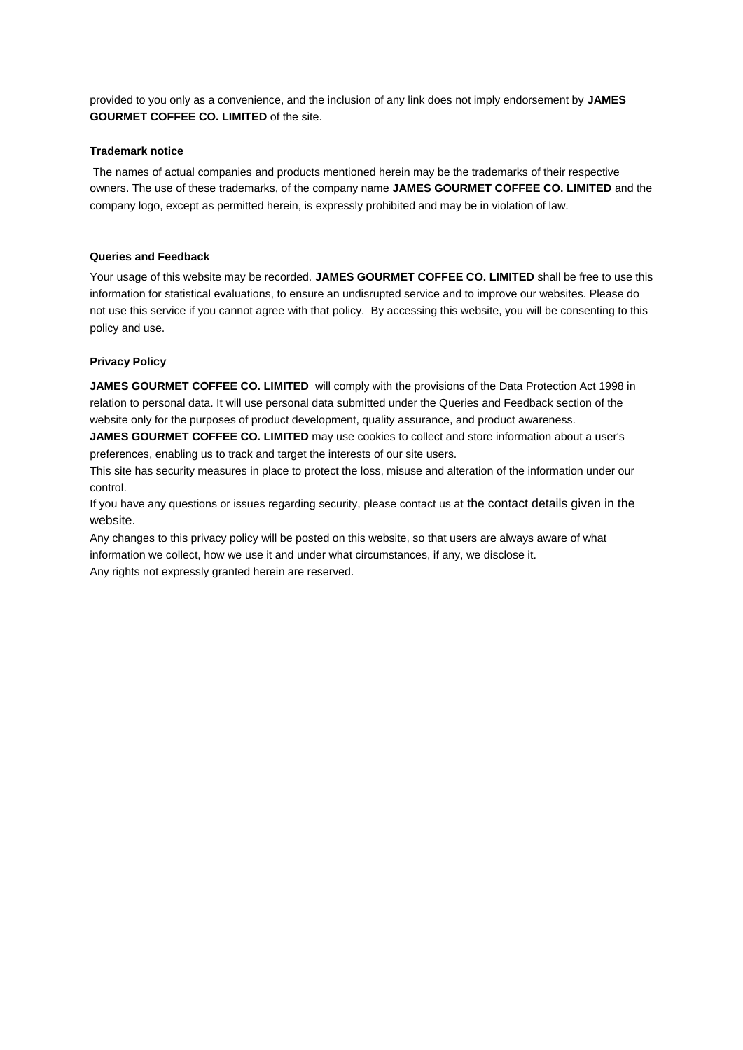provided to you only as a convenience, and the inclusion of any link does not imply endorsement by **JAMES GOURMET COFFEE CO. LIMITED** of the site.

**Trademark notice**

The names of actual companies and products mentioned herein may be the trademarks of their respective owners. The use of these trademarks, of the company name **JAMES GOURMET COFFEE CO. LIMITED** and the company logo, except as permitted herein, is expressly prohibited and may be in violation of law.

**Queries and Feedback**

Your usage of this website may be recorded. **JAMES GOURMET COFFEE CO. LIMITED** shall be free to use this information for statistical evaluations, to ensure an undisrupted service and to improve our websites. Please do not use this service if you cannot agree with that policy. By accessing this website, you will be consenting to this policy and use.

**Privacy Policy**

**JAMES GOURMET COFFEE CO. LIMITED** will comply with the provisions of the Data Protection Act 1998 in relation to personal data. It will use personal data submitted under the Queries and Feedback section of the website only for the purposes of product development, quality assurance, and product awareness.
**JAMES GOURMET COFFEE CO. LIMITED** may use cookies to collect and store information about a user's preferences, enabling us to track and target the interests of our site users.
This site has security measures in place to protect the loss, misuse and alteration of the information under our control.
If you have any questions or issues regarding security, please contact us at the contact details given in the website.
Any changes to this privacy policy will be posted on this website, so that users are always aware of what information we collect, how we use it and under what circumstances, if any, we disclose it.
Any rights not expressly granted herein are reserved.